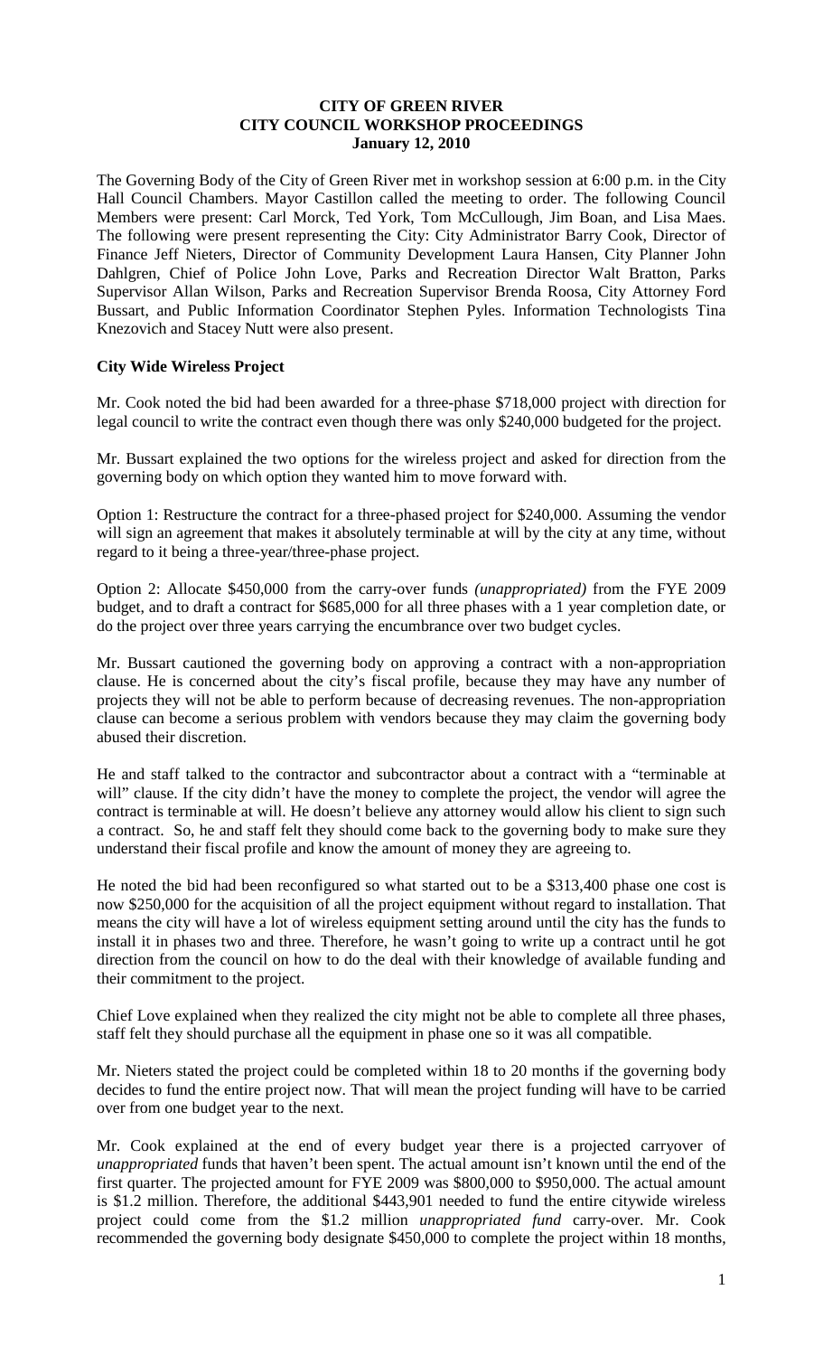**CITY OF GREEN RIVER**
**CITY COUNCIL WORKSHOP PROCEEDINGS**
**January 12, 2010**

The Governing Body of the City of Green River met in workshop session at 6:00 p.m. in the City Hall Council Chambers. Mayor Castillon called the meeting to order. The following Council Members were present: Carl Morck, Ted York, Tom McCullough, Jim Boan, and Lisa Maes. The following were present representing the City: City Administrator Barry Cook, Director of Finance Jeff Nieters, Director of Community Development Laura Hansen, City Planner John Dahlgren, Chief of Police John Love, Parks and Recreation Director Walt Bratton, Parks Supervisor Allan Wilson, Parks and Recreation Supervisor Brenda Roosa, City Attorney Ford Bussart, and Public Information Coordinator Stephen Pyles. Information Technologists Tina Knezovich and Stacey Nutt were also present.

**City Wide Wireless Project**

Mr. Cook noted the bid had been awarded for a three-phase $718,000 project with direction for legal council to write the contract even though there was only $240,000 budgeted for the project.

Mr. Bussart explained the two options for the wireless project and asked for direction from the governing body on which option they wanted him to move forward with.

Option 1: Restructure the contract for a three-phased project for $240,000. Assuming the vendor will sign an agreement that makes it absolutely terminable at will by the city at any time, without regard to it being a three-year/three-phase project.

Option 2: Allocate $450,000 from the carry-over funds *(unappropriated)* from the FYE 2009 budget, and to draft a contract for $685,000 for all three phases with a 1 year completion date, or do the project over three years carrying the encumbrance over two budget cycles.

Mr. Bussart cautioned the governing body on approving a contract with a non-appropriation clause. He is concerned about the city's fiscal profile, because they may have any number of projects they will not be able to perform because of decreasing revenues. The non-appropriation clause can become a serious problem with vendors because they may claim the governing body abused their discretion.

He and staff talked to the contractor and subcontractor about a contract with a "terminable at will" clause. If the city didn't have the money to complete the project, the vendor will agree the contract is terminable at will. He doesn't believe any attorney would allow his client to sign such a contract. So, he and staff felt they should come back to the governing body to make sure they understand their fiscal profile and know the amount of money they are agreeing to.

He noted the bid had been reconfigured so what started out to be a $313,400 phase one cost is now $250,000 for the acquisition of all the project equipment without regard to installation. That means the city will have a lot of wireless equipment setting around until the city has the funds to install it in phases two and three. Therefore, he wasn't going to write up a contract until he got direction from the council on how to do the deal with their knowledge of available funding and their commitment to the project.

Chief Love explained when they realized the city might not be able to complete all three phases, staff felt they should purchase all the equipment in phase one so it was all compatible.

Mr. Nieters stated the project could be completed within 18 to 20 months if the governing body decides to fund the entire project now. That will mean the project funding will have to be carried over from one budget year to the next.

Mr. Cook explained at the end of every budget year there is a projected carryover of *unappropriated* funds that haven't been spent. The actual amount isn't known until the end of the first quarter. The projected amount for FYE 2009 was $800,000 to $950,000. The actual amount is $1.2 million. Therefore, the additional $443,901 needed to fund the entire citywide wireless project could come from the $1.2 million *unappropriated fund* carry-over. Mr. Cook recommended the governing body designate $450,000 to complete the project within 18 months,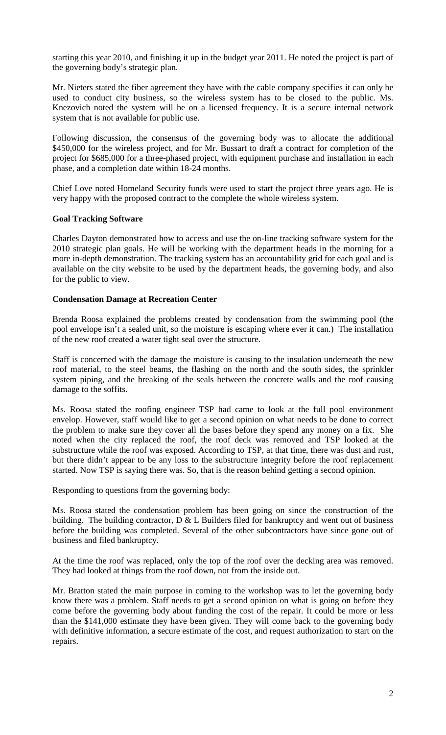starting this year 2010, and finishing it up in the budget year 2011. He noted the project is part of the governing body's strategic plan.

Mr. Nieters stated the fiber agreement they have with the cable company specifies it can only be used to conduct city business, so the wireless system has to be closed to the public. Ms. Knezovich noted the system will be on a licensed frequency. It is a secure internal network system that is not available for public use.

Following discussion, the consensus of the governing body was to allocate the additional $450,000 for the wireless project, and for Mr. Bussart to draft a contract for completion of the project for $685,000 for a three-phased project, with equipment purchase and installation in each phase, and a completion date within 18-24 months.

Chief Love noted Homeland Security funds were used to start the project three years ago. He is very happy with the proposed contract to the complete the whole wireless system.

**Goal Tracking Software**

Charles Dayton demonstrated how to access and use the on-line tracking software system for the 2010 strategic plan goals. He will be working with the department heads in the morning for a more in-depth demonstration. The tracking system has an accountability grid for each goal and is available on the city website to be used by the department heads, the governing body, and also for the public to view.

**Condensation Damage at Recreation Center**

Brenda Roosa explained the problems created by condensation from the swimming pool (the pool envelope isn't a sealed unit, so the moisture is escaping where ever it can.) The installation of the new roof created a water tight seal over the structure.

Staff is concerned with the damage the moisture is causing to the insulation underneath the new roof material, to the steel beams, the flashing on the north and the south sides, the sprinkler system piping, and the breaking of the seals between the concrete walls and the roof causing damage to the soffits.

Ms. Roosa stated the roofing engineer TSP had came to look at the full pool environment envelop. However, staff would like to get a second opinion on what needs to be done to correct the problem to make sure they cover all the bases before they spend any money on a fix. She noted when the city replaced the roof, the roof deck was removed and TSP looked at the substructure while the roof was exposed. According to TSP, at that time, there was dust and rust, but there didn't appear to be any loss to the substructure integrity before the roof replacement started. Now TSP is saying there was. So, that is the reason behind getting a second opinion.

Responding to questions from the governing body:

Ms. Roosa stated the condensation problem has been going on since the construction of the building. The building contractor, D & L Builders filed for bankruptcy and went out of business before the building was completed. Several of the other subcontractors have since gone out of business and filed bankruptcy.

At the time the roof was replaced, only the top of the roof over the decking area was removed. They had looked at things from the roof down, not from the inside out.

Mr. Bratton stated the main purpose in coming to the workshop was to let the governing body know there was a problem. Staff needs to get a second opinion on what is going on before they come before the governing body about funding the cost of the repair. It could be more or less than the $141,000 estimate they have been given. They will come back to the governing body with definitive information, a secure estimate of the cost, and request authorization to start on the repairs.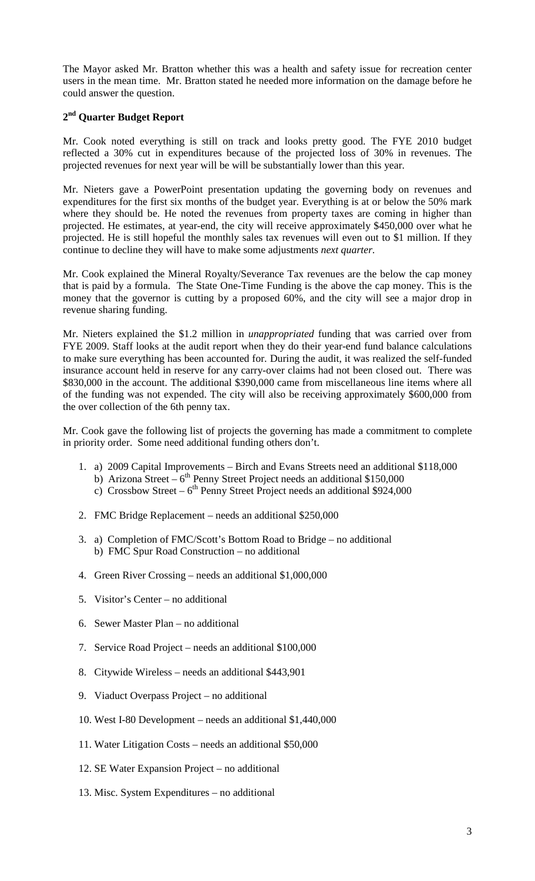The Mayor asked Mr. Bratton whether this was a health and safety issue for recreation center users in the mean time. Mr. Bratton stated he needed more information on the damage before he could answer the question.

**2nd Quarter Budget Report**

Mr. Cook noted everything is still on track and looks pretty good. The FYE 2010 budget reflected a 30% cut in expenditures because of the projected loss of 30% in revenues. The projected revenues for next year will be will be substantially lower than this year.

Mr. Nieters gave a PowerPoint presentation updating the governing body on revenues and expenditures for the first six months of the budget year. Everything is at or below the 50% mark where they should be. He noted the revenues from property taxes are coming in higher than projected. He estimates, at year-end, the city will receive approximately $450,000 over what he projected. He is still hopeful the monthly sales tax revenues will even out to $1 million. If they continue to decline they will have to make some adjustments *next quarter*.

Mr. Cook explained the Mineral Royalty/Severance Tax revenues are the below the cap money that is paid by a formula. The State One-Time Funding is the above the cap money. This is the money that the governor is cutting by a proposed 60%, and the city will see a major drop in revenue sharing funding.

Mr. Nieters explained the $1.2 million in *unappropriated* funding that was carried over from FYE 2009. Staff looks at the audit report when they do their year-end fund balance calculations to make sure everything has been accounted for. During the audit, it was realized the self-funded insurance account held in reserve for any carry-over claims had not been closed out. There was $830,000 in the account. The additional $390,000 came from miscellaneous line items where all of the funding was not expended. The city will also be receiving approximately $600,000 from the over collection of the 6th penny tax.

Mr. Cook gave the following list of projects the governing has made a commitment to complete in priority order. Some need additional funding others don't.

1. a) 2009 Capital Improvements – Birch and Evans Streets need an additional $118,000
   b) Arizona Street – 6th Penny Street Project needs an additional $150,000
   c) Crossbow Street – 6th Penny Street Project needs an additional $924,000
2. FMC Bridge Replacement – needs an additional $250,000
3. a) Completion of FMC/Scott's Bottom Road to Bridge – no additional
   b) FMC Spur Road Construction – no additional
4. Green River Crossing – needs an additional $1,000,000
5. Visitor's Center – no additional
6. Sewer Master Plan – no additional
7. Service Road Project – needs an additional $100,000
8. Citywide Wireless – needs an additional $443,901
9. Viaduct Overpass Project – no additional
10. West I-80 Development – needs an additional $1,440,000
11. Water Litigation Costs – needs an additional $50,000
12. SE Water Expansion Project – no additional
13. Misc. System Expenditures – no additional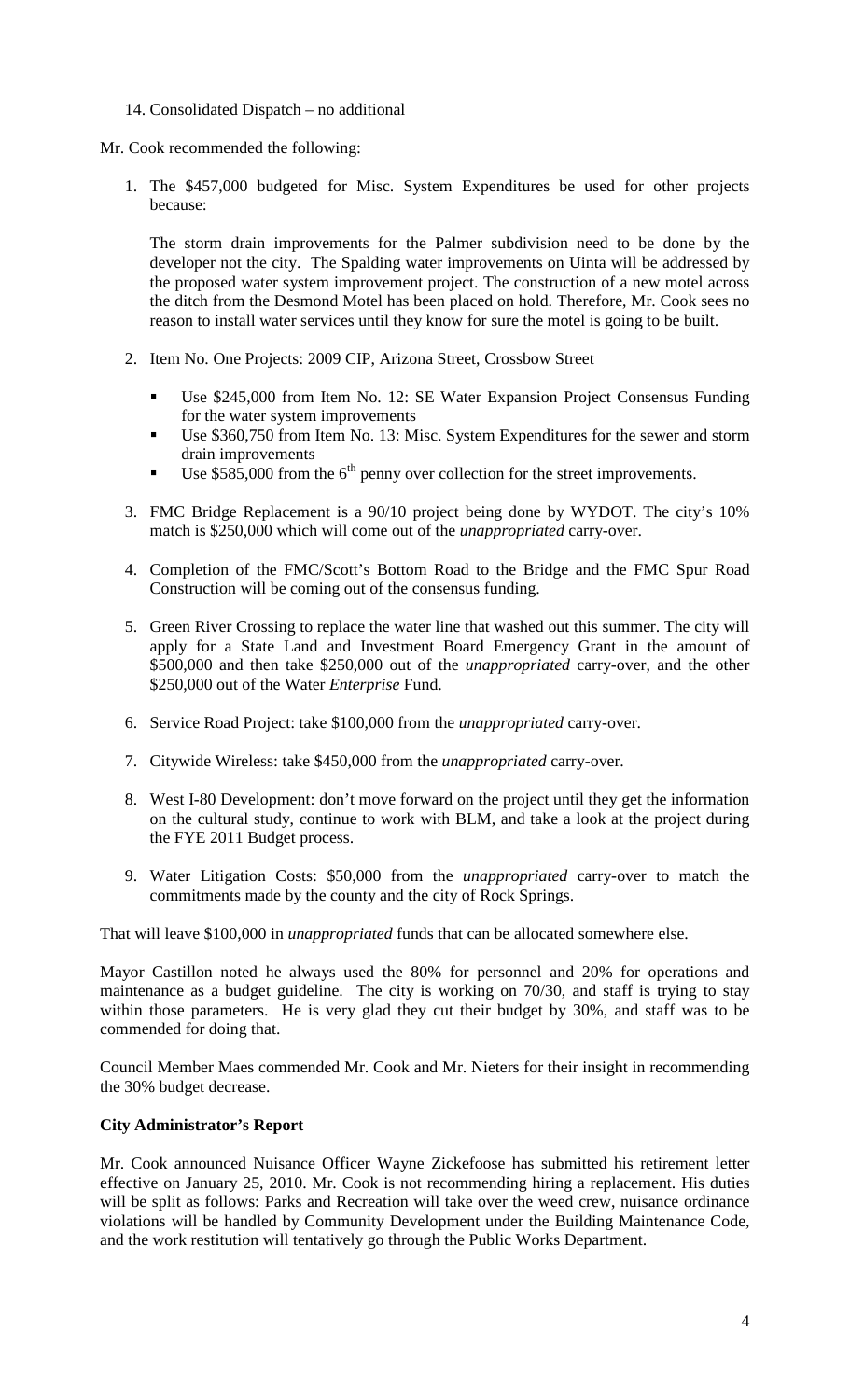14. Consolidated Dispatch – no additional

Mr. Cook recommended the following:

1. The $457,000 budgeted for Misc. System Expenditures be used for other projects because:

   The storm drain improvements for the Palmer subdivision need to be done by the developer not the city. The Spalding water improvements on Uinta will be addressed by the proposed water system improvement project. The construction of a new motel across the ditch from the Desmond Motel has been placed on hold. Therefore, Mr. Cook sees no reason to install water services until they know for sure the motel is going to be built.

2. Item No. One Projects: 2009 CIP, Arizona Street, Crossbow Street

   - Use $245,000 from Item No. 12: SE Water Expansion Project Consensus Funding for the water system improvements
   - Use $360,750 from Item No. 13: Misc. System Expenditures for the sewer and storm drain improvements
   - Use $585,000 from the 6th penny over collection for the street improvements.

3. FMC Bridge Replacement is a 90/10 project being done by WYDOT. The city's 10% match is $250,000 which will come out of the *unappropriated* carry-over.

4. Completion of the FMC/Scott's Bottom Road to the Bridge and the FMC Spur Road Construction will be coming out of the consensus funding.

5. Green River Crossing to replace the water line that washed out this summer. The city will apply for a State Land and Investment Board Emergency Grant in the amount of $500,000 and then take $250,000 out of the *unappropriated* carry-over, and the other $250,000 out of the Water *Enterprise* Fund.

6. Service Road Project: take $100,000 from the *unappropriated* carry-over.

7. Citywide Wireless: take $450,000 from the *unappropriated* carry-over.

8. West I-80 Development: don't move forward on the project until they get the information on the cultural study, continue to work with BLM, and take a look at the project during the FYE 2011 Budget process.

9. Water Litigation Costs: $50,000 from the *unappropriated* carry-over to match the commitments made by the county and the city of Rock Springs.

That will leave $100,000 in *unappropriated* funds that can be allocated somewhere else.

Mayor Castillon noted he always used the 80% for personnel and 20% for operations and maintenance as a budget guideline. The city is working on 70/30, and staff is trying to stay within those parameters. He is very glad they cut their budget by 30%, and staff was to be commended for doing that.

Council Member Maes commended Mr. Cook and Mr. Nieters for their insight in recommending the 30% budget decrease.

**City Administrator's Report**

Mr. Cook announced Nuisance Officer Wayne Zickefoose has submitted his retirement letter effective on January 25, 2010. Mr. Cook is not recommending hiring a replacement. His duties will be split as follows: Parks and Recreation will take over the weed crew, nuisance ordinance violations will be handled by Community Development under the Building Maintenance Code, and the work restitution will tentatively go through the Public Works Department.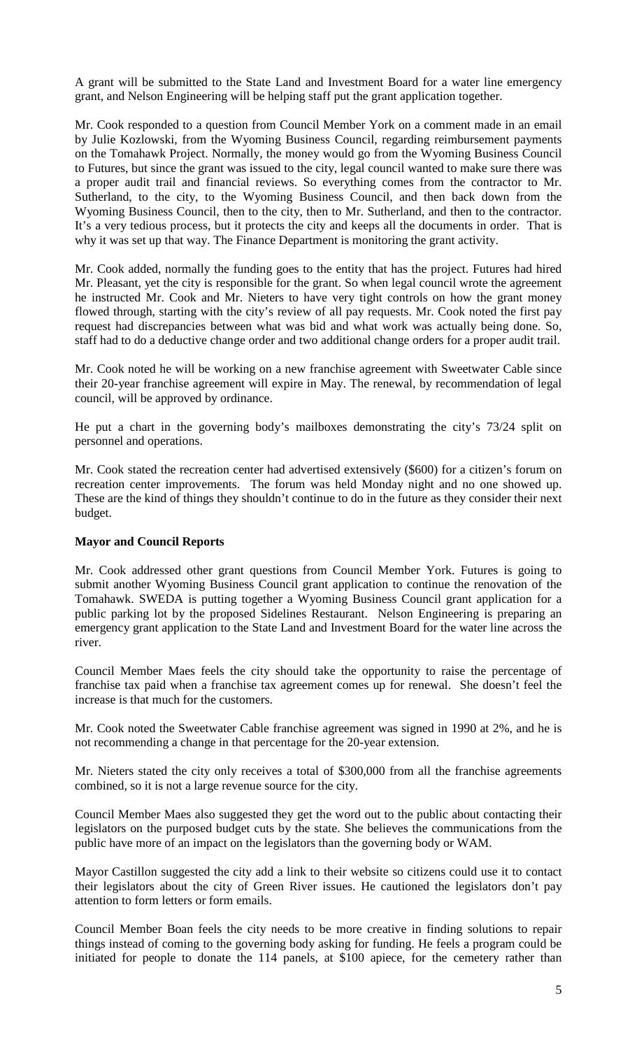A grant will be submitted to the State Land and Investment Board for a water line emergency grant, and Nelson Engineering will be helping staff put the grant application together.

Mr. Cook responded to a question from Council Member York on a comment made in an email by Julie Kozlowski, from the Wyoming Business Council, regarding reimbursement payments on the Tomahawk Project. Normally, the money would go from the Wyoming Business Council to Futures, but since the grant was issued to the city, legal council wanted to make sure there was a proper audit trail and financial reviews. So everything comes from the contractor to Mr. Sutherland, to the city, to the Wyoming Business Council, and then back down from the Wyoming Business Council, then to the city, then to Mr. Sutherland, and then to the contractor. It's a very tedious process, but it protects the city and keeps all the documents in order. That is why it was set up that way. The Finance Department is monitoring the grant activity.

Mr. Cook added, normally the funding goes to the entity that has the project. Futures had hired Mr. Pleasant, yet the city is responsible for the grant. So when legal council wrote the agreement he instructed Mr. Cook and Mr. Nieters to have very tight controls on how the grant money flowed through, starting with the city's review of all pay requests. Mr. Cook noted the first pay request had discrepancies between what was bid and what work was actually being done. So, staff had to do a deductive change order and two additional change orders for a proper audit trail.

Mr. Cook noted he will be working on a new franchise agreement with Sweetwater Cable since their 20-year franchise agreement will expire in May. The renewal, by recommendation of legal council, will be approved by ordinance.

He put a chart in the governing body's mailboxes demonstrating the city's 73/24 split on personnel and operations.

Mr. Cook stated the recreation center had advertised extensively ($600) for a citizen's forum on recreation center improvements. The forum was held Monday night and no one showed up. These are the kind of things they shouldn't continue to do in the future as they consider their next budget.

**Mayor and Council Reports**

Mr. Cook addressed other grant questions from Council Member York. Futures is going to submit another Wyoming Business Council grant application to continue the renovation of the Tomahawk. SWEDA is putting together a Wyoming Business Council grant application for a public parking lot by the proposed Sidelines Restaurant. Nelson Engineering is preparing an emergency grant application to the State Land and Investment Board for the water line across the river.

Council Member Maes feels the city should take the opportunity to raise the percentage of franchise tax paid when a franchise tax agreement comes up for renewal. She doesn't feel the increase is that much for the customers.

Mr. Cook noted the Sweetwater Cable franchise agreement was signed in 1990 at 2%, and he is not recommending a change in that percentage for the 20-year extension.

Mr. Nieters stated the city only receives a total of $300,000 from all the franchise agreements combined, so it is not a large revenue source for the city.

Council Member Maes also suggested they get the word out to the public about contacting their legislators on the purposed budget cuts by the state. She believes the communications from the public have more of an impact on the legislators than the governing body or WAM.

Mayor Castillon suggested the city add a link to their website so citizens could use it to contact their legislators about the city of Green River issues. He cautioned the legislators don't pay attention to form letters or form emails.

Council Member Boan feels the city needs to be more creative in finding solutions to repair things instead of coming to the governing body asking for funding. He feels a program could be initiated for people to donate the 114 panels, at $100 apiece, for the cemetery rather than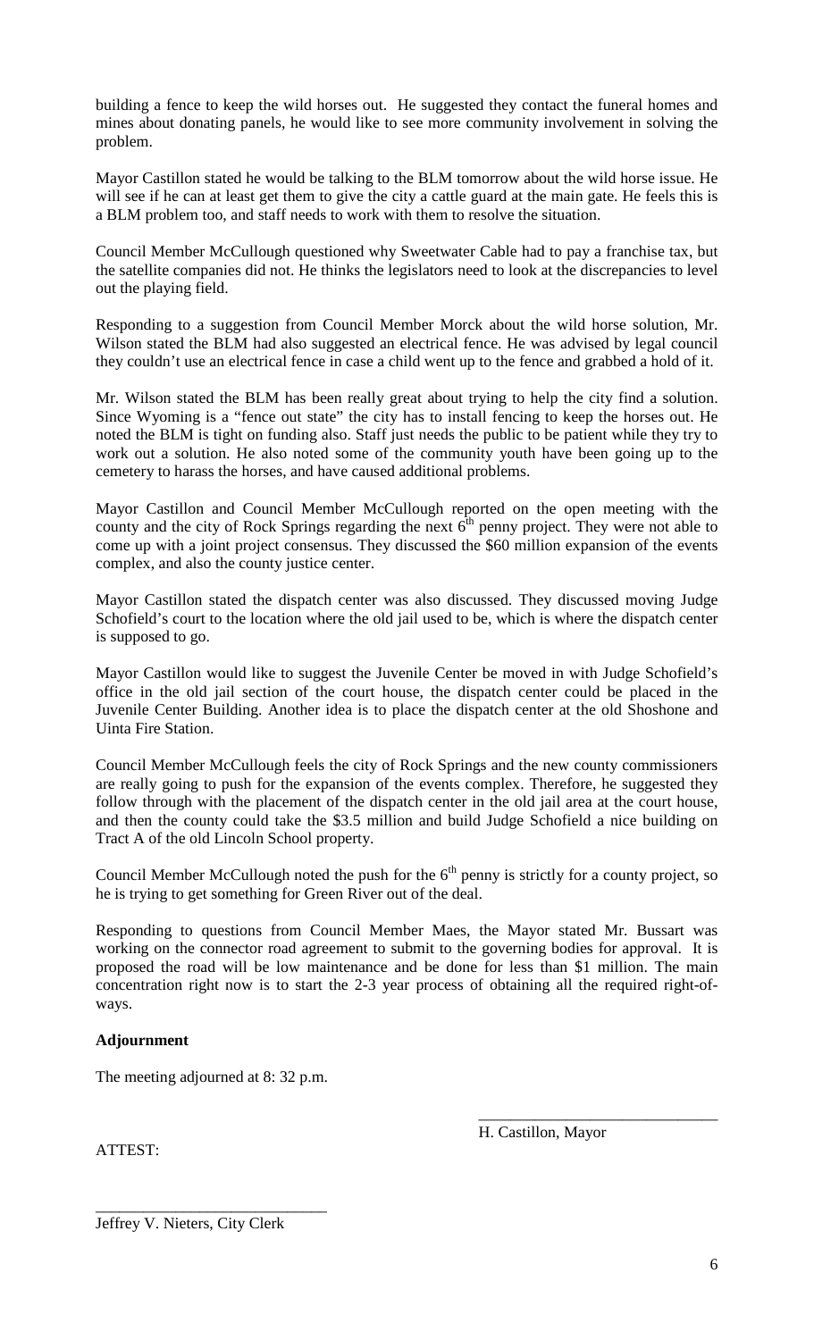building a fence to keep the wild horses out. He suggested they contact the funeral homes and mines about donating panels, he would like to see more community involvement in solving the problem.

Mayor Castillon stated he would be talking to the BLM tomorrow about the wild horse issue. He will see if he can at least get them to give the city a cattle guard at the main gate. He feels this is a BLM problem too, and staff needs to work with them to resolve the situation.

Council Member McCullough questioned why Sweetwater Cable had to pay a franchise tax, but the satellite companies did not. He thinks the legislators need to look at the discrepancies to level out the playing field.

Responding to a suggestion from Council Member Morck about the wild horse solution, Mr. Wilson stated the BLM had also suggested an electrical fence. He was advised by legal council they couldn't use an electrical fence in case a child went up to the fence and grabbed a hold of it.

Mr. Wilson stated the BLM has been really great about trying to help the city find a solution. Since Wyoming is a "fence out state" the city has to install fencing to keep the horses out. He noted the BLM is tight on funding also. Staff just needs the public to be patient while they try to work out a solution. He also noted some of the community youth have been going up to the cemetery to harass the horses, and have caused additional problems.

Mayor Castillon and Council Member McCullough reported on the open meeting with the county and the city of Rock Springs regarding the next 6th penny project. They were not able to come up with a joint project consensus. They discussed the $60 million expansion of the events complex, and also the county justice center.

Mayor Castillon stated the dispatch center was also discussed. They discussed moving Judge Schofield's court to the location where the old jail used to be, which is where the dispatch center is supposed to go.

Mayor Castillon would like to suggest the Juvenile Center be moved in with Judge Schofield's office in the old jail section of the court house, the dispatch center could be placed in the Juvenile Center Building. Another idea is to place the dispatch center at the old Shoshone and Uinta Fire Station.

Council Member McCullough feels the city of Rock Springs and the new county commissioners are really going to push for the expansion of the events complex. Therefore, he suggested they follow through with the placement of the dispatch center in the old jail area at the court house, and then the county could take the $3.5 million and build Judge Schofield a nice building on Tract A of the old Lincoln School property.

Council Member McCullough noted the push for the 6th penny is strictly for a county project, so he is trying to get something for Green River out of the deal.

Responding to questions from Council Member Maes, the Mayor stated Mr. Bussart was working on the connector road agreement to submit to the governing bodies for approval. It is proposed the road will be low maintenance and be done for less than $1 million. The main concentration right now is to start the 2-3 year process of obtaining all the required right-of-ways.

**Adjournment**

The meeting adjourned at 8: 32 p.m.

\_\_\_\_\_\_\_\_\_\_\_\_\_\_\_\_\_\_\_\_\_\_\_\_\_\_\_\_\_\_

H. Castillon, Mayor

ATTEST:

\_\_\_\_\_\_\_\_\_\_\_\_\_\_\_\_\_\_\_\_\_\_\_\_\_\_\_\_\_\_

Jeffrey V. Nieters, City Clerk